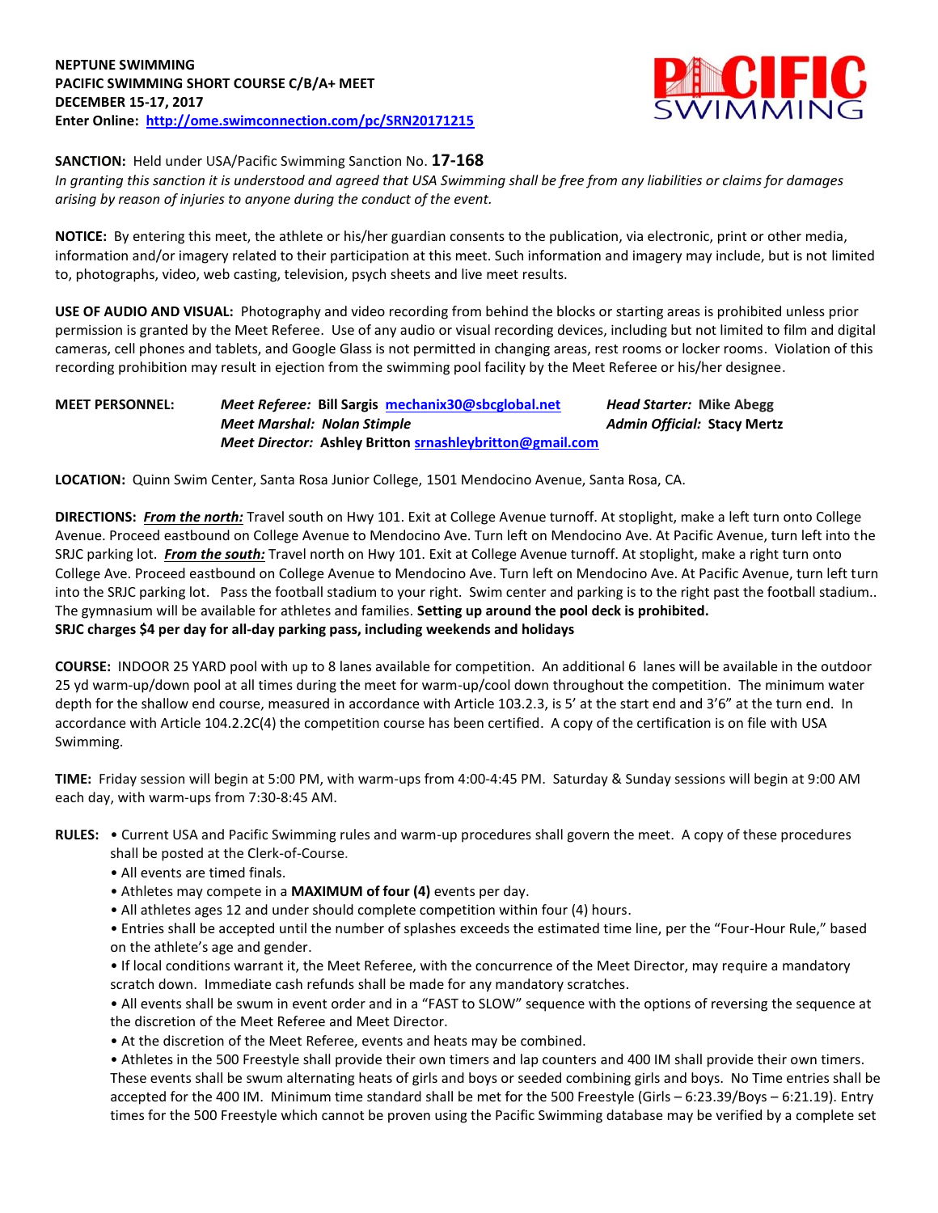**NEPTUNE SWIMMING**
**PACIFIC SWIMMING SHORT COURSE C/B/A+ MEET**
**DECEMBER 15-17, 2017**
**Enter Online: [http://ome.swimconnection.com/pc/SRN20171215](http://ome.swimconnection.com/pc/SRN20171215)**

**SANCTION:** Held under USA/Pacific Swimming Sanction No. **17-168**
*In granting this sanction it is understood and agreed that USA Swimming shall be free from any liabilities or claims for damages arising by reason of injuries to anyone during the conduct of the event.*

**NOTICE:** By entering this meet, the athlete or his/her guardian consents to the publication, via electronic, print or other media, information and/or imagery related to their participation at this meet. Such information and imagery may include, but is not limited to, photographs, video, web casting, television, psych sheets and live meet results.

**USE OF AUDIO AND VISUAL:** Photography and video recording from behind the blocks or starting areas is prohibited unless prior permission is granted by the Meet Referee. Use of any audio or visual recording devices, including but not limited to film and digital cameras, cell phones and tablets, and Google Glass is not permitted in changing areas, rest rooms or locker rooms. Violation of this recording prohibition may result in ejection from the swimming pool facility by the Meet Referee or his/her designee.

**MEET PERSONNEL:**
***Meet Referee:*** **Bill Sargis** [mechanix30@sbcglobal.net](mailto:mechanix30@sbcglobal.net)
***Head Starter:*** **Mike Abegg**
***Meet Marshal: Nolan Stimple***
***Admin Official:*** **Stacy Mertz**
***Meet Director:*** **Ashley Britton** [srnashleybritton@gmail.com](mailto:srnashleybritton@gmail.com)

**LOCATION:** Quinn Swim Center, Santa Rosa Junior College, 1501 Mendocino Avenue, Santa Rosa, CA.

**DIRECTIONS:** ***From the north:*** Travel south on Hwy 101. Exit at College Avenue turnoff. At stoplight, make a left turn onto College Avenue. Proceed eastbound on College Avenue to Mendocino Ave. Turn left on Mendocino Ave. At Pacific Avenue, turn left into the SRJC parking lot. ***From the south:*** Travel north on Hwy 101. Exit at College Avenue turnoff. At stoplight, make a right turn onto College Ave. Proceed eastbound on College Avenue to Mendocino Ave. Turn left on Mendocino Ave. At Pacific Avenue, turn left turn into the SRJC parking lot. Pass the football stadium to your right. Swim center and parking is to the right past the football stadium.. The gymnasium will be available for athletes and families. **Setting up around the pool deck is prohibited.**
**SRJC charges $4 per day for all-day parking pass, including weekends and holidays**

**COURSE:** INDOOR 25 YARD pool with up to 8 lanes available for competition. An additional 6 lanes will be available in the outdoor 25 yd warm-up/down pool at all times during the meet for warm-up/cool down throughout the competition. The minimum water depth for the shallow end course, measured in accordance with Article 103.2.3, is 5' at the start end and 3'6" at the turn end. In accordance with Article 104.2.2C(4) the competition course has been certified. A copy of the certification is on file with USA Swimming.

**TIME:** Friday session will begin at 5:00 PM, with warm-ups from 4:00-4:45 PM. Saturday & Sunday sessions will begin at 9:00 AM each day, with warm-ups from 7:30-8:45 AM.

**RULES:**
- Current USA and Pacific Swimming rules and warm-up procedures shall govern the meet. A copy of these procedures shall be posted at the Clerk-of-Course.
- All events are timed finals.
- Athletes may compete in a **MAXIMUM of four (4)** events per day.
- All athletes ages 12 and under should complete competition within four (4) hours.
- Entries shall be accepted until the number of splashes exceeds the estimated time line, per the "Four-Hour Rule," based on the athlete's age and gender.
- If local conditions warrant it, the Meet Referee, with the concurrence of the Meet Director, may require a mandatory scratch down. Immediate cash refunds shall be made for any mandatory scratches.
- All events shall be swum in event order and in a "FAST to SLOW" sequence with the options of reversing the sequence at the discretion of the Meet Referee and Meet Director.
- At the discretion of the Meet Referee, events and heats may be combined.
- Athletes in the 500 Freestyle shall provide their own timers and lap counters and 400 IM shall provide their own timers. These events shall be swum alternating heats of girls and boys or seeded combining girls and boys. No Time entries shall be accepted for the 400 IM. Minimum time standard shall be met for the 500 Freestyle (Girls – 6:23.39/Boys – 6:21.19). Entry times for the 500 Freestyle which cannot be proven using the Pacific Swimming database may be verified by a complete set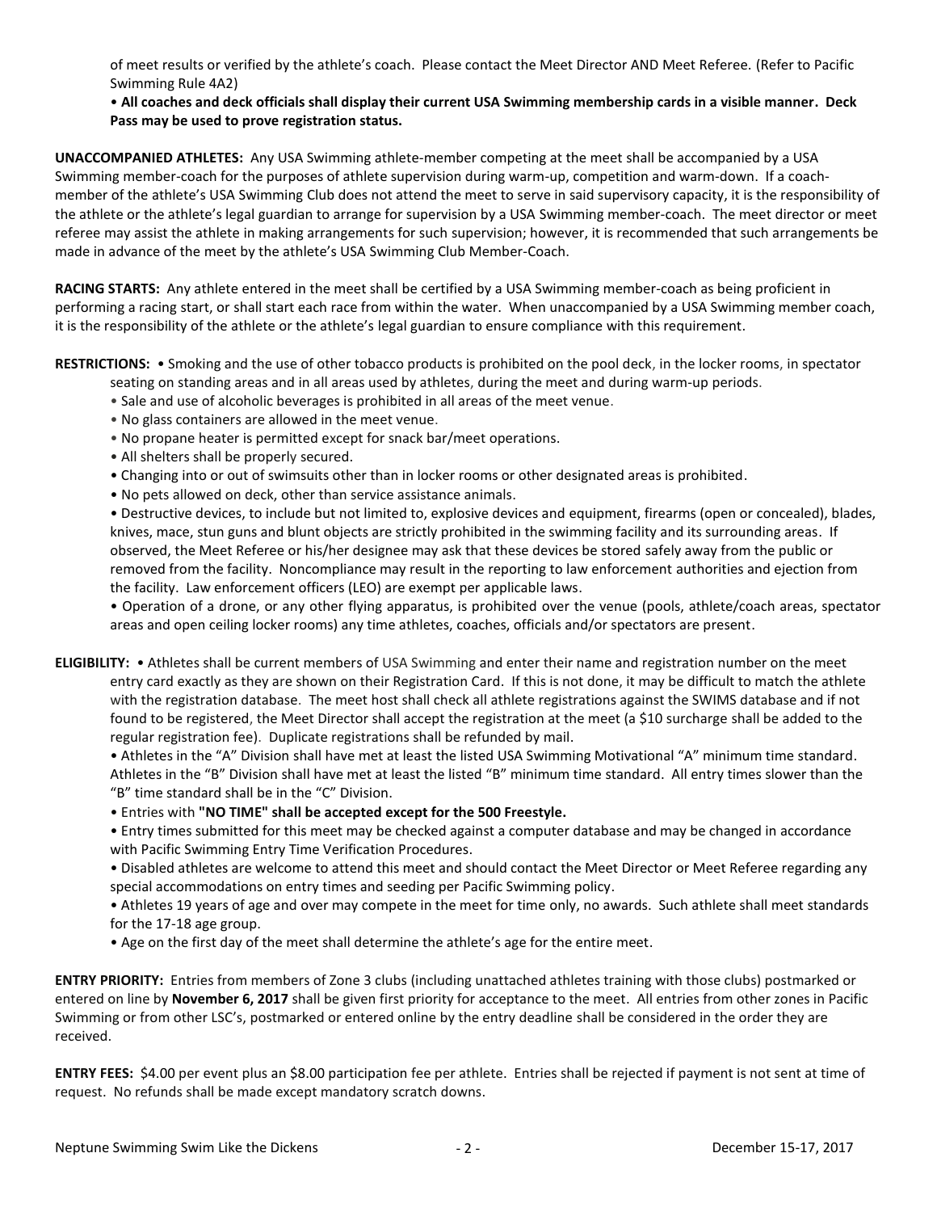of meet results or verified by the athlete's coach. Please contact the Meet Director AND Meet Referee. (Refer to Pacific Swimming Rule 4A2)

• **All coaches and deck officials shall display their current USA Swimming membership cards in a visible manner. Deck Pass may be used to prove registration status.**

**UNACCOMPANIED ATHLETES:** Any USA Swimming athlete-member competing at the meet shall be accompanied by a USA Swimming member-coach for the purposes of athlete supervision during warm-up, competition and warm-down. If a coach-member of the athlete's USA Swimming Club does not attend the meet to serve in said supervisory capacity, it is the responsibility of the athlete or the athlete's legal guardian to arrange for supervision by a USA Swimming member-coach. The meet director or meet referee may assist the athlete in making arrangements for such supervision; however, it is recommended that such arrangements be made in advance of the meet by the athlete's USA Swimming Club Member-Coach.

**RACING STARTS:** Any athlete entered in the meet shall be certified by a USA Swimming member-coach as being proficient in performing a racing start, or shall start each race from within the water. When unaccompanied by a USA Swimming member coach, it is the responsibility of the athlete or the athlete's legal guardian to ensure compliance with this requirement.

**RESTRICTIONS:** • Smoking and the use of other tobacco products is prohibited on the pool deck, in the locker rooms, in spectator seating on standing areas and in all areas used by athletes, during the meet and during warm-up periods.

- Sale and use of alcoholic beverages is prohibited in all areas of the meet venue.
- No glass containers are allowed in the meet venue.
- No propane heater is permitted except for snack bar/meet operations.
- All shelters shall be properly secured.
- Changing into or out of swimsuits other than in locker rooms or other designated areas is prohibited.
- No pets allowed on deck, other than service assistance animals.
- Destructive devices, to include but not limited to, explosive devices and equipment, firearms (open or concealed), blades, knives, mace, stun guns and blunt objects are strictly prohibited in the swimming facility and its surrounding areas. If observed, the Meet Referee or his/her designee may ask that these devices be stored safely away from the public or removed from the facility. Noncompliance may result in the reporting to law enforcement authorities and ejection from the facility. Law enforcement officers (LEO) are exempt per applicable laws.
- Operation of a drone, or any other flying apparatus, is prohibited over the venue (pools, athlete/coach areas, spectator areas and open ceiling locker rooms) any time athletes, coaches, officials and/or spectators are present.

**ELIGIBILITY:** • Athletes shall be current members of USA Swimming and enter their name and registration number on the meet entry card exactly as they are shown on their Registration Card. If this is not done, it may be difficult to match the athlete with the registration database. The meet host shall check all athlete registrations against the SWIMS database and if not found to be registered, the Meet Director shall accept the registration at the meet (a $10 surcharge shall be added to the regular registration fee). Duplicate registrations shall be refunded by mail.

- Athletes in the "A" Division shall have met at least the listed USA Swimming Motivational "A" minimum time standard. Athletes in the "B" Division shall have met at least the listed "B" minimum time standard. All entry times slower than the "B" time standard shall be in the "C" Division.
- Entries with **"NO TIME" shall be accepted except for the 500 Freestyle.**
- Entry times submitted for this meet may be checked against a computer database and may be changed in accordance with Pacific Swimming Entry Time Verification Procedures.
- Disabled athletes are welcome to attend this meet and should contact the Meet Director or Meet Referee regarding any special accommodations on entry times and seeding per Pacific Swimming policy.
- Athletes 19 years of age and over may compete in the meet for time only, no awards. Such athlete shall meet standards for the 17-18 age group.
- Age on the first day of the meet shall determine the athlete's age for the entire meet.

**ENTRY PRIORITY:** Entries from members of Zone 3 clubs (including unattached athletes training with those clubs) postmarked or entered on line by **November 6, 2017** shall be given first priority for acceptance to the meet. All entries from other zones in Pacific Swimming or from other LSC's, postmarked or entered online by the entry deadline shall be considered in the order they are received.

**ENTRY FEES:** $4.00 per event plus an $8.00 participation fee per athlete. Entries shall be rejected if payment is not sent at time of request. No refunds shall be made except mandatory scratch downs.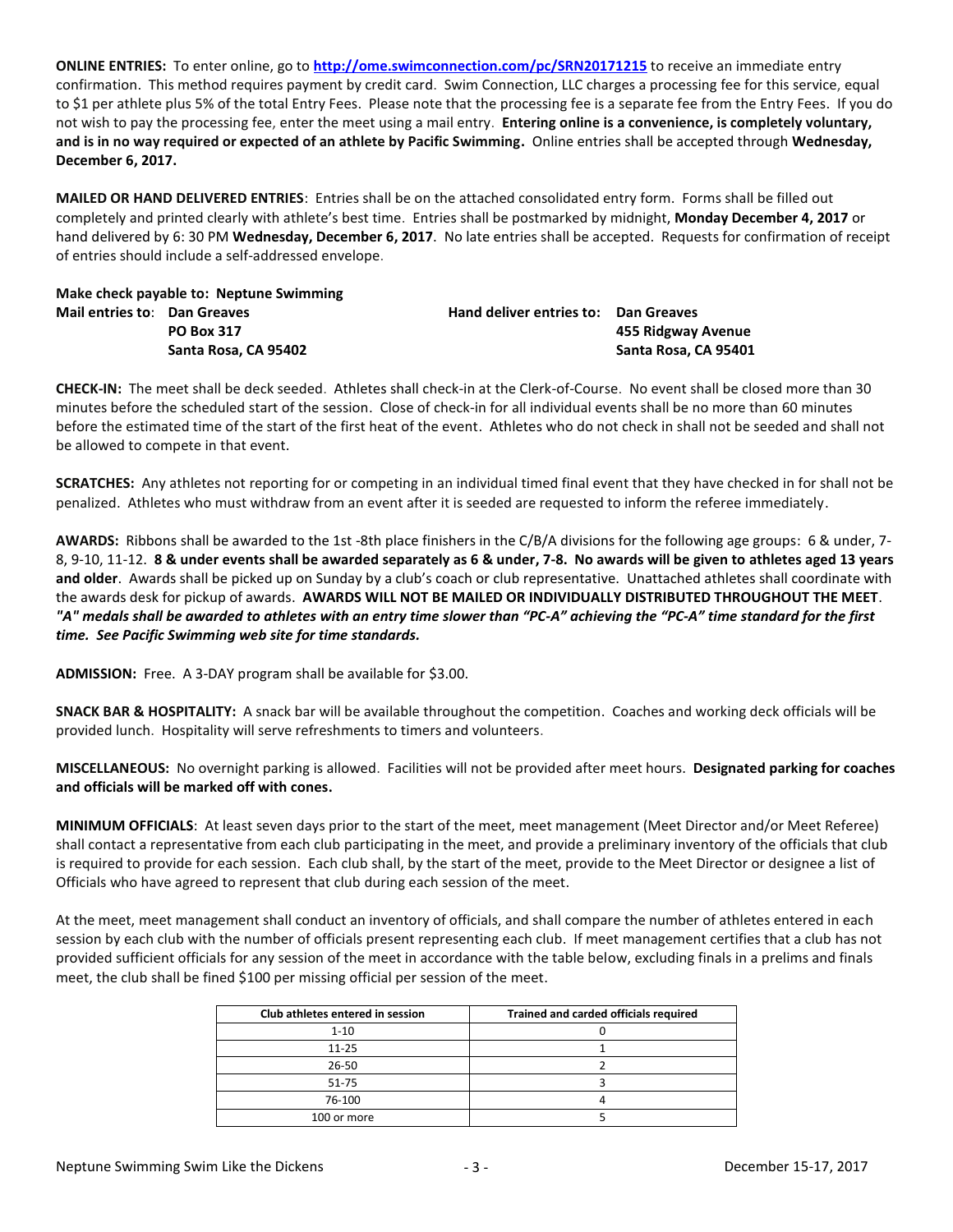**ONLINE ENTRIES:** To enter online, go to **http://ome.swimconnection.com/pc/SRN20171215** to receive an immediate entry confirmation. This method requires payment by credit card. Swim Connection, LLC charges a processing fee for this service, equal to $1 per athlete plus 5% of the total Entry Fees. Please note that the processing fee is a separate fee from the Entry Fees. If you do not wish to pay the processing fee, enter the meet using a mail entry. **Entering online is a convenience, is completely voluntary, and is in no way required or expected of an athlete by Pacific Swimming.** Online entries shall be accepted through **Wednesday, December 6, 2017.**

**MAILED OR HAND DELIVERED ENTRIES**: Entries shall be on the attached consolidated entry form. Forms shall be filled out completely and printed clearly with athlete's best time. Entries shall be postmarked by midnight, **Monday December 4, 2017** or hand delivered by 6: 30 PM **Wednesday, December 6, 2017**. No late entries shall be accepted. Requests for confirmation of receipt of entries should include a self-addressed envelope.

**Make check payable to: Neptune Swimming**

**Mail entries to**: **Dan Greaves**
**PO Box 317**
**Santa Rosa, CA 95402**

**Hand deliver entries to: Dan Greaves**
**455 Ridgway Avenue**
**Santa Rosa, CA 95401**

**CHECK-IN:** The meet shall be deck seeded. Athletes shall check-in at the Clerk-of-Course. No event shall be closed more than 30 minutes before the scheduled start of the session. Close of check-in for all individual events shall be no more than 60 minutes before the estimated time of the start of the first heat of the event. Athletes who do not check in shall not be seeded and shall not be allowed to compete in that event.

**SCRATCHES:** Any athletes not reporting for or competing in an individual timed final event that they have checked in for shall not be penalized. Athletes who must withdraw from an event after it is seeded are requested to inform the referee immediately.

**AWARDS:** Ribbons shall be awarded to the 1st -8th place finishers in the C/B/A divisions for the following age groups: 6 & under, 7-8, 9-10, 11-12. **8 & under events shall be awarded separately as 6 & under, 7-8. No awards will be given to athletes aged 13 years and older**. Awards shall be picked up on Sunday by a club's coach or club representative. Unattached athletes shall coordinate with the awards desk for pickup of awards. **AWARDS WILL NOT BE MAILED OR INDIVIDUALLY DISTRIBUTED THROUGHOUT THE MEET**. ***"A" medals shall be awarded to athletes with an entry time slower than "PC-A" achieving the "PC-A" time standard for the first time. See Pacific Swimming web site for time standards.***

**ADMISSION:** Free. A 3-DAY program shall be available for $3.00.

**SNACK BAR & HOSPITALITY:** A snack bar will be available throughout the competition. Coaches and working deck officials will be provided lunch. Hospitality will serve refreshments to timers and volunteers.

**MISCELLANEOUS:** No overnight parking is allowed. Facilities will not be provided after meet hours. **Designated parking for coaches and officials will be marked off with cones.**

**MINIMUM OFFICIALS**: At least seven days prior to the start of the meet, meet management (Meet Director and/or Meet Referee) shall contact a representative from each club participating in the meet, and provide a preliminary inventory of the officials that club is required to provide for each session. Each club shall, by the start of the meet, provide to the Meet Director or designee a list of Officials who have agreed to represent that club during each session of the meet.

At the meet, meet management shall conduct an inventory of officials, and shall compare the number of athletes entered in each session by each club with the number of officials present representing each club. If meet management certifies that a club has not provided sufficient officials for any session of the meet in accordance with the table below, excluding finals in a prelims and finals meet, the club shall be fined $100 per missing official per session of the meet.

| Club athletes entered in session | Trained and carded officials required |
|---|---|
| 1-10 | 0 |
| 11-25 | 1 |
| 26-50 | 2 |
| 51-75 | 3 |
| 76-100 | 4 |
| 100 or more | 5 |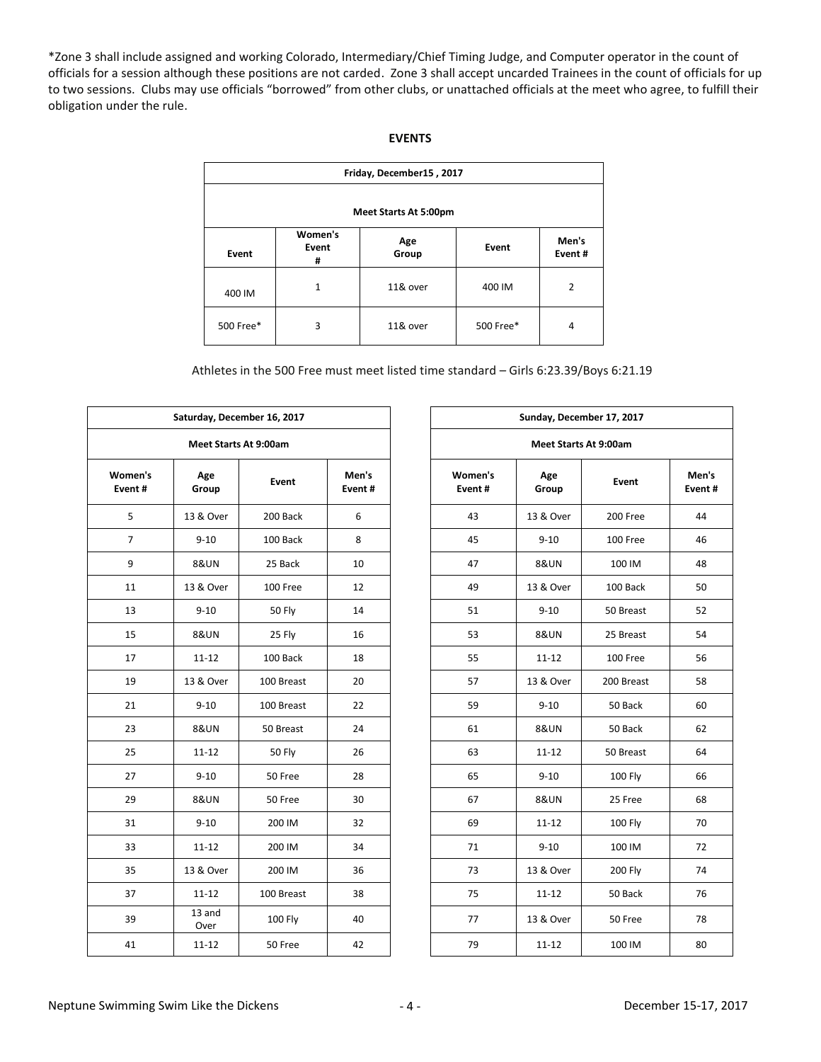*Zone 3 shall include assigned and working Colorado, Intermediary/Chief Timing Judge, and Computer operator in the count of officials for a session although these positions are not carded. Zone 3 shall accept uncarded Trainees in the count of officials for up to two sessions. Clubs may use officials "borrowed" from other clubs, or unattached officials at the meet who agree, to fulfill their obligation under the rule.

## EVENTS

| Friday, December15 , 2017 | | | | |
|---|---|---|---|---|
| **Meet Starts At 5:00pm** | | | | |
| **Event** | **Women's Event #** | **Age Group** | **Event** | **Men's Event #** |
| 400 IM | 1 | 11& over | 400 IM | 2 |
| 500 Free* | 3 | 11& over | 500 Free* | 4 |

Athletes in the 500 Free must meet listed time standard – Girls 6:23.39/Boys 6:21.19

| Saturday, December 16, 2017 | | | |
|---|---|---|---|
| **Meet Starts At 9:00am** | | | |
| **Women's Event #** | **Age Group** | **Event** | **Men's Event #** |
| 5 | 13 & Over | 200 Back | 6 |
| 7 | 9-10 | 100 Back | 8 |
| 9 | 8&UN | 25 Back | 10 |
| 11 | 13 & Over | 100 Free | 12 |
| 13 | 9-10 | 50 Fly | 14 |
| 15 | 8&UN | 25 Fly | 16 |
| 17 | 11-12 | 100 Back | 18 |
| 19 | 13 & Over | 100 Breast | 20 |
| 21 | 9-10 | 100 Breast | 22 |
| 23 | 8&UN | 50 Breast | 24 |
| 25 | 11-12 | 50 Fly | 26 |
| 27 | 9-10 | 50 Free | 28 |
| 29 | 8&UN | 50 Free | 30 |
| 31 | 9-10 | 200 IM | 32 |
| 33 | 11-12 | 200 IM | 34 |
| 35 | 13 & Over | 200 IM | 36 |
| 37 | 11-12 | 100 Breast | 38 |
| 39 | 13 and Over | 100 Fly | 40 |
| 41 | 11-12 | 50 Free | 42 |

| Sunday, December 17, 2017 | | | |
|---|---|---|---|
| **Meet Starts At 9:00am** | | | |
| **Women's Event #** | **Age Group** | **Event** | **Men's Event #** |
| 43 | 13 & Over | 200 Free | 44 |
| 45 | 9-10 | 100 Free | 46 |
| 47 | 8&UN | 100 IM | 48 |
| 49 | 13 & Over | 100 Back | 50 |
| 51 | 9-10 | 50 Breast | 52 |
| 53 | 8&UN | 25 Breast | 54 |
| 55 | 11-12 | 100 Free | 56 |
| 57 | 13 & Over | 200 Breast | 58 |
| 59 | 9-10 | 50 Back | 60 |
| 61 | 8&UN | 50 Back | 62 |
| 63 | 11-12 | 50 Breast | 64 |
| 65 | 9-10 | 100 Fly | 66 |
| 67 | 8&UN | 25 Free | 68 |
| 69 | 11-12 | 100 Fly | 70 |
| 71 | 9-10 | 100 IM | 72 |
| 73 | 13 & Over | 200 Fly | 74 |
| 75 | 11-12 | 50 Back | 76 |
| 77 | 13 & Over | 50 Free | 78 |
| 79 | 11-12 | 100 IM | 80 |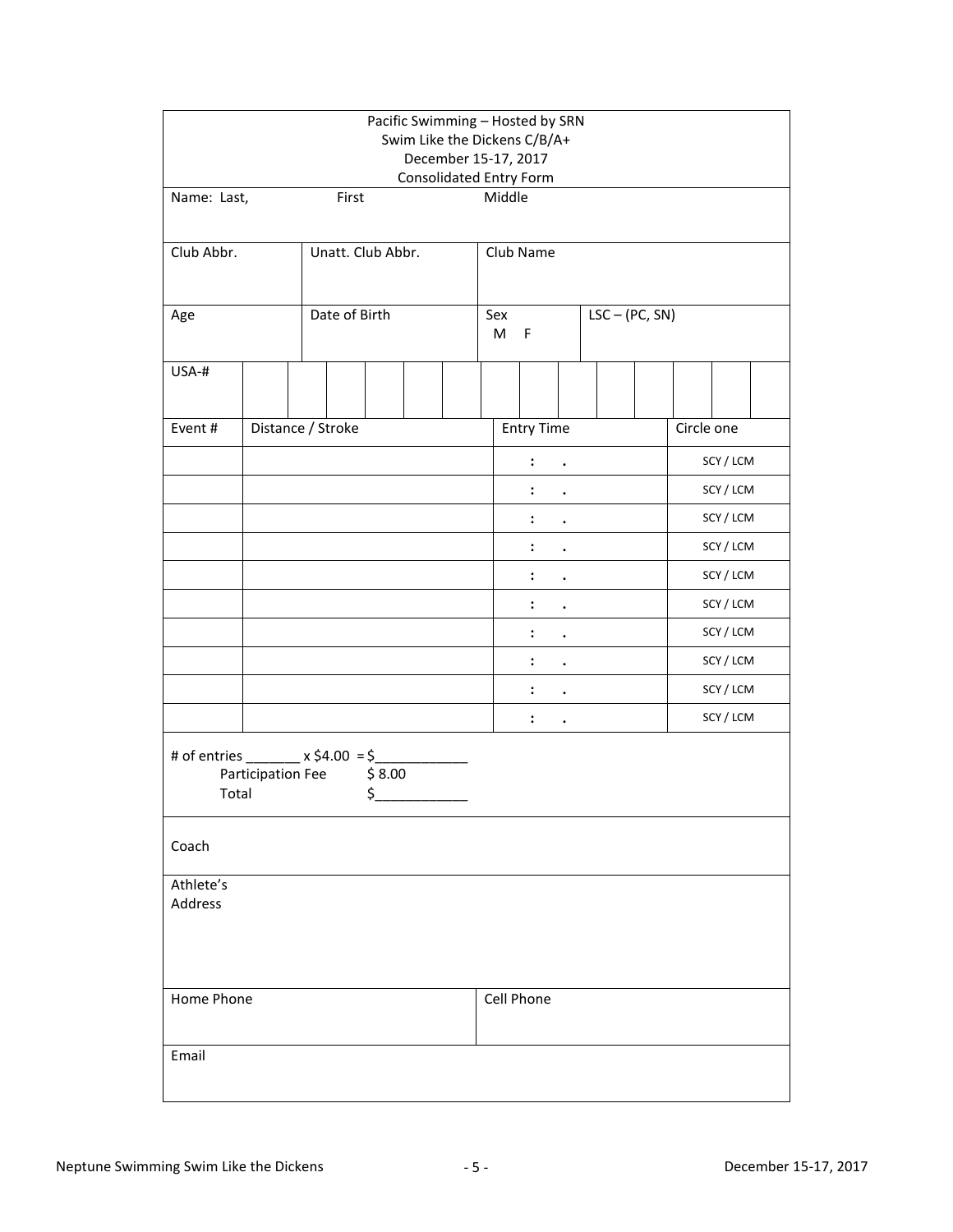Pacific Swimming – Hosted by SRN
Swim Like the Dickens C/B/A+
December 15-17, 2017
Consolidated Entry Form

| Name: Last, | First | Middle | |
|---|---|---|---|
| Club Abbr. | Unatt. Club Abbr. | Club Name | |
| Age | Date of Birth | Sex M F | LSC – (PC, SN) |
| USA-# | | | |

| Event # | Distance / Stroke | Entry Time | Circle one |
|---|---|---|---|
| | | : . | SCY / LCM |
| | | : . | SCY / LCM |
| | | : . | SCY / LCM |
| | | : . | SCY / LCM |
| | | : . | SCY / LCM |
| | | : . | SCY / LCM |
| | | : . | SCY / LCM |
| | | : . | SCY / LCM |
| | | : . | SCY / LCM |
| | | : . | SCY / LCM |

# of entries _______ x $4.00 = $____________
Participation Fee $ 8.00
Total $____________

| | |
|---|---|
| Coach | |
| Athlete's Address | |
| Home Phone | Cell Phone |
| Email | |